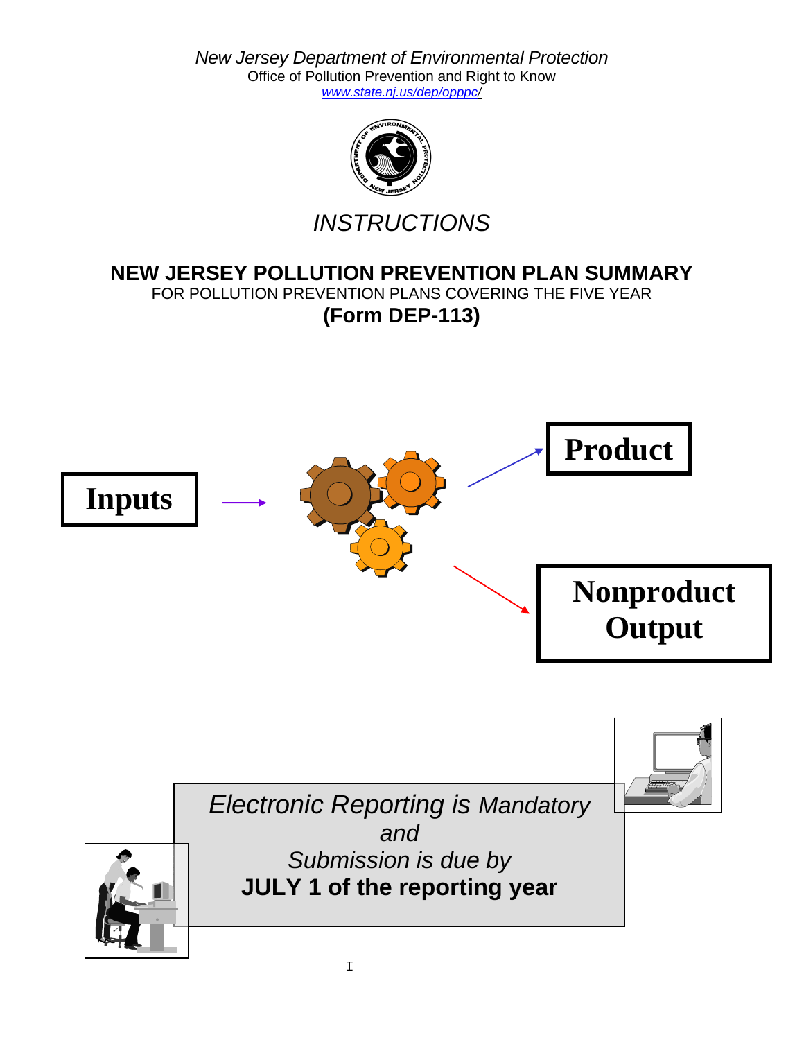*New Jersey Department of Environmental Protection*
Office of Pollution Prevention and Right to Know
[www.state.nj.us/dep/opppc/](http://www.state.nj.us/dep/opppc/)

# *INSTRUCTIONS*

## NEW JERSEY POLLUTION PREVENTION PLAN SUMMARY

FOR POLLUTION PREVENTION PLANS COVERING THE FIVE YEAR

**(Form DEP-113)**

Inputs

Product

Nonproduct Output

*Electronic Reporting is Mandatory*
*and*
*Submission is due by*
**JULY 1 of the reporting year**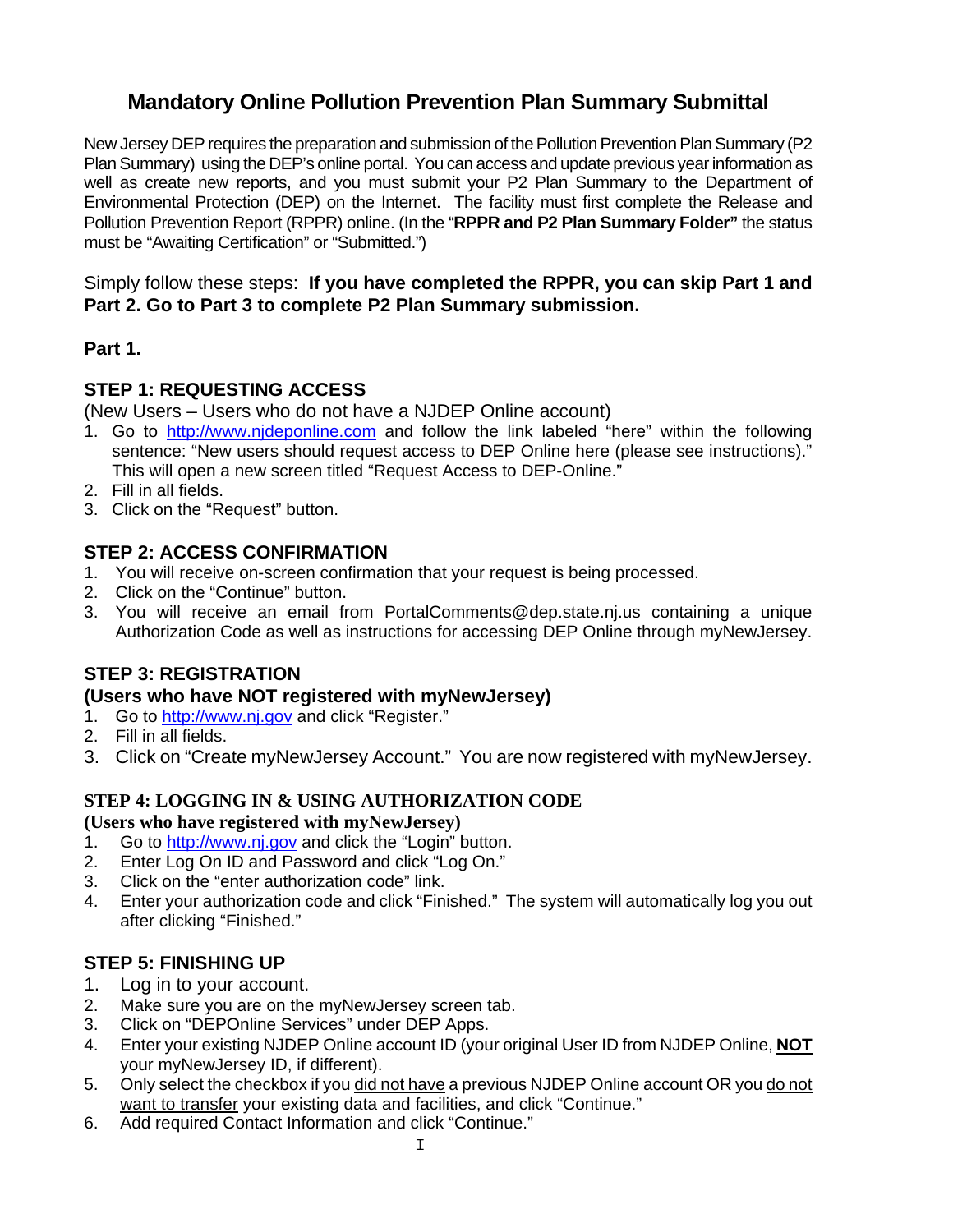# Mandatory Online Pollution Prevention Plan Summary Submittal

New Jersey DEP requires the preparation and submission of the Pollution Prevention Plan Summary (P2 Plan Summary) using the DEP's online portal. You can access and update previous year information as well as create new reports, and you must submit your P2 Plan Summary to the Department of Environmental Protection (DEP) on the Internet. The facility must first complete the Release and Pollution Prevention Report (RPPR) online. (In the "**RPPR and P2 Plan Summary Folder"** the status must be "Awaiting Certification" or "Submitted.")

Simply follow these steps: **If you have completed the RPPR, you can skip Part 1 and Part 2. Go to Part 3 to complete P2 Plan Summary submission.**

## Part 1.

### STEP 1: REQUESTING ACCESS

(New Users – Users who do not have a NJDEP Online account)

1. Go to http://www.njdeponline.com and follow the link labeled "here" within the following sentence: "New users should request access to DEP Online here (please see instructions)." This will open a new screen titled "Request Access to DEP-Online."
2. Fill in all fields.
3. Click on the "Request" button.

### STEP 2: ACCESS CONFIRMATION

1. You will receive on-screen confirmation that your request is being processed.
2. Click on the "Continue" button.
3. You will receive an email from PortalComments@dep.state.nj.us containing a unique Authorization Code as well as instructions for accessing DEP Online through myNewJersey.

### STEP 3: REGISTRATION

**(Users who have NOT registered with myNewJersey)**

1. Go to http://www.nj.gov and click "Register."
2. Fill in all fields.
3. Click on "Create myNewJersey Account." You are now registered with myNewJersey.

### STEP 4: LOGGING IN & USING AUTHORIZATION CODE

**(Users who have registered with myNewJersey)**

1. Go to http://www.nj.gov and click the "Login" button.
2. Enter Log On ID and Password and click "Log On."
3. Click on the "enter authorization code" link.
4. Enter your authorization code and click "Finished." The system will automatically log you out after clicking "Finished."

### STEP 5: FINISHING UP

1. Log in to your account.
2. Make sure you are on the myNewJersey screen tab.
3. Click on "DEPOnline Services" under DEP Apps.
4. Enter your existing NJDEP Online account ID (your original User ID from NJDEP Online, **NOT** your myNewJersey ID, if different).
5. Only select the checkbox if you did not have a previous NJDEP Online account OR you do not want to transfer your existing data and facilities, and click "Continue."
6. Add required Contact Information and click "Continue."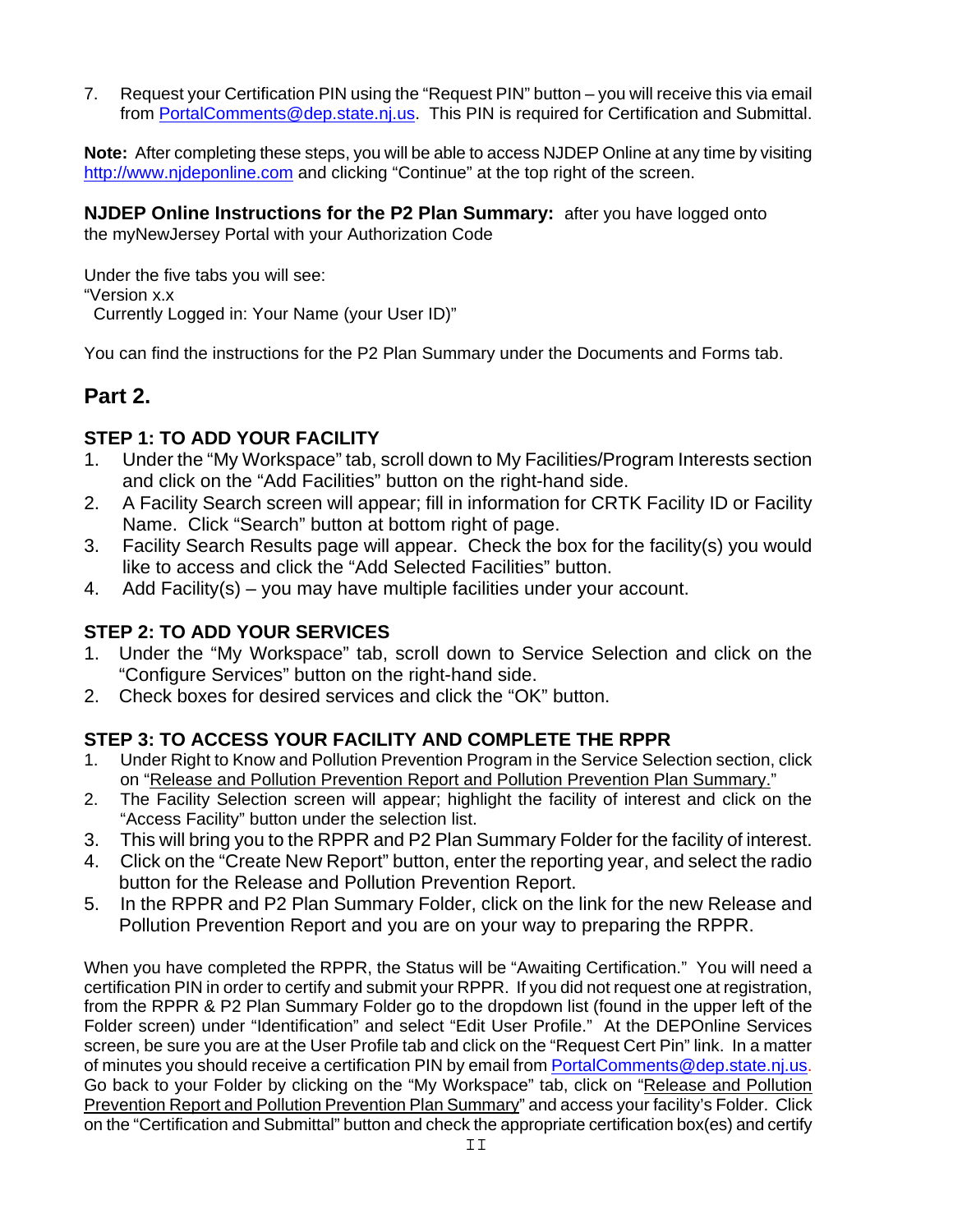7. Request your Certification PIN using the "Request PIN" button – you will receive this via email from PortalComments@dep.state.nj.us. This PIN is required for Certification and Submittal.

**Note:** After completing these steps, you will be able to access NJDEP Online at any time by visiting http://www.njdeponline.com and clicking "Continue" at the top right of the screen.

**NJDEP Online Instructions for the P2 Plan Summary:** after you have logged onto the myNewJersey Portal with your Authorization Code

Under the five tabs you will see:
"Version x.x
Currently Logged in: Your Name (your User ID)"

You can find the instructions for the P2 Plan Summary under the Documents and Forms tab.

## Part 2.

### STEP 1: TO ADD YOUR FACILITY

1. Under the "My Workspace" tab, scroll down to My Facilities/Program Interests section and click on the "Add Facilities" button on the right-hand side.
2. A Facility Search screen will appear; fill in information for CRTK Facility ID or Facility Name. Click "Search" button at bottom right of page.
3. Facility Search Results page will appear. Check the box for the facility(s) you would like to access and click the "Add Selected Facilities" button.
4. Add Facility(s) – you may have multiple facilities under your account.

### STEP 2: TO ADD YOUR SERVICES

1. Under the "My Workspace" tab, scroll down to Service Selection and click on the "Configure Services" button on the right-hand side.
2. Check boxes for desired services and click the "OK" button.

### STEP 3: TO ACCESS YOUR FACILITY AND COMPLETE THE RPPR

1. Under Right to Know and Pollution Prevention Program in the Service Selection section, click on "Release and Pollution Prevention Report and Pollution Prevention Plan Summary."
2. The Facility Selection screen will appear; highlight the facility of interest and click on the "Access Facility" button under the selection list.
3. This will bring you to the RPPR and P2 Plan Summary Folder for the facility of interest.
4. Click on the "Create New Report" button, enter the reporting year, and select the radio button for the Release and Pollution Prevention Report.
5. In the RPPR and P2 Plan Summary Folder, click on the link for the new Release and Pollution Prevention Report and you are on your way to preparing the RPPR.

When you have completed the RPPR, the Status will be "Awaiting Certification." You will need a certification PIN in order to certify and submit your RPPR. If you did not request one at registration, from the RPPR & P2 Plan Summary Folder go to the dropdown list (found in the upper left of the Folder screen) under "Identification" and select "Edit User Profile." At the DEPOnline Services screen, be sure you are at the User Profile tab and click on the "Request Cert Pin" link. In a matter of minutes you should receive a certification PIN by email from PortalComments@dep.state.nj.us. Go back to your Folder by clicking on the "My Workspace" tab, click on "Release and Pollution Prevention Report and Pollution Prevention Plan Summary" and access your facility's Folder. Click on the "Certification and Submittal" button and check the appropriate certification box(es) and certify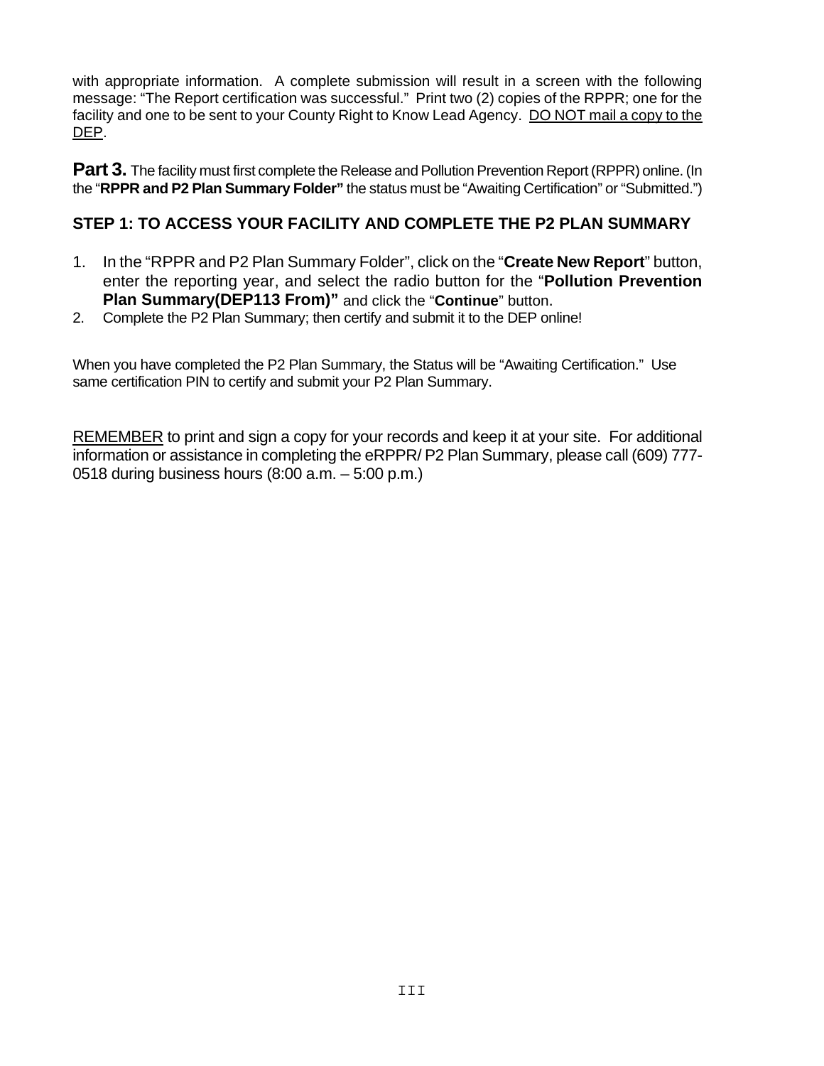with appropriate information. A complete submission will result in a screen with the following message: "The Report certification was successful." Print two (2) copies of the RPPR; one for the facility and one to be sent to your County Right to Know Lead Agency. <u>DO NOT mail a copy to the DEP</u>.

**Part 3.** The facility must first complete the Release and Pollution Prevention Report (RPPR) online. (In the "**RPPR and P2 Plan Summary Folder"** the status must be "Awaiting Certification" or "Submitted.")

### STEP 1: TO ACCESS YOUR FACILITY AND COMPLETE THE P2 PLAN SUMMARY

1. In the "RPPR and P2 Plan Summary Folder", click on the "**Create New Report**" button, enter the reporting year, and select the radio button for the "**Pollution Prevention Plan Summary(DEP113 From)"** and click the "**Continue**" button.
2. Complete the P2 Plan Summary; then certify and submit it to the DEP online!

When you have completed the P2 Plan Summary, the Status will be "Awaiting Certification." Use same certification PIN to certify and submit your P2 Plan Summary.

<u>REMEMBER</u> to print and sign a copy for your records and keep it at your site. For additional information or assistance in completing the eRPPR/ P2 Plan Summary, please call (609) 777-0518 during business hours (8:00 a.m. – 5:00 p.m.)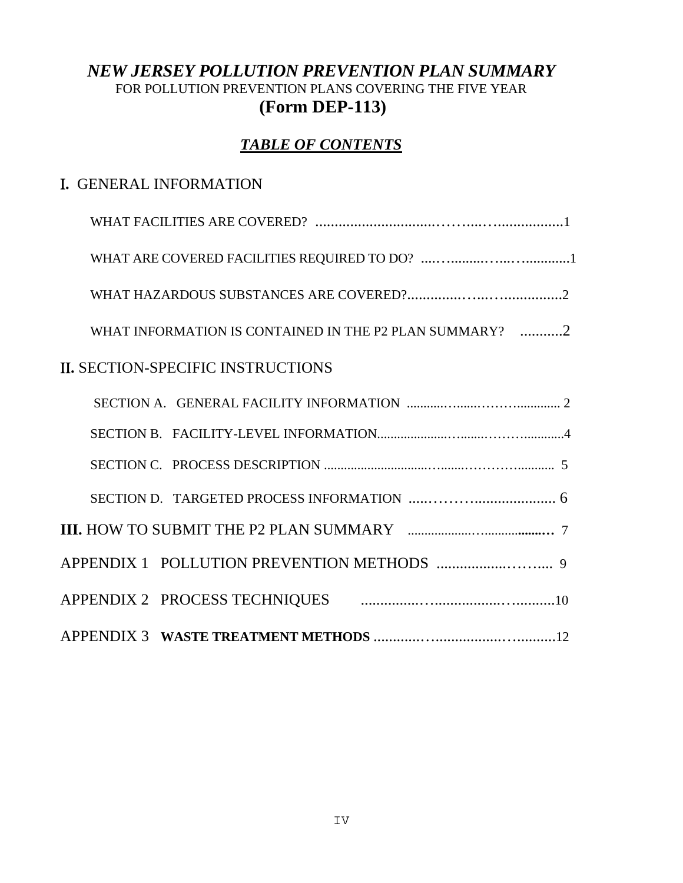# *NEW JERSEY POLLUTION PREVENTION PLAN SUMMARY*

FOR POLLUTION PREVENTION PLANS COVERING THE FIVE YEAR

## (Form DEP-113)

## ***TABLE OF CONTENTS***

I. GENERAL INFORMATION

- WHAT FACILITIES ARE COVERED? ........................................................1
- WHAT ARE COVERED FACILITIES REQUIRED TO DO? ..............................1
- WHAT HAZARDOUS SUBSTANCES ARE COVERED?....................................2
- WHAT INFORMATION IS CONTAINED IN THE P2 PLAN SUMMARY? ...........2

II. SECTION-SPECIFIC INSTRUCTIONS

- SECTION A. GENERAL FACILITY INFORMATION .......................................2
- SECTION B. FACILITY-LEVEL INFORMATION...........................................4
- SECTION C. PROCESS DESCRIPTION ......................................................5
- SECTION D. TARGETED PROCESS INFORMATION ....................................6

**III.** HOW TO SUBMIT THE P2 PLAN SUMMARY .............................................7

APPENDIX 1 POLLUTION PREVENTION METHODS ............................9

APPENDIX 2 PROCESS TECHNIQUES ...........................................10

APPENDIX 3 **WASTE TREATMENT METHODS** ...........................................12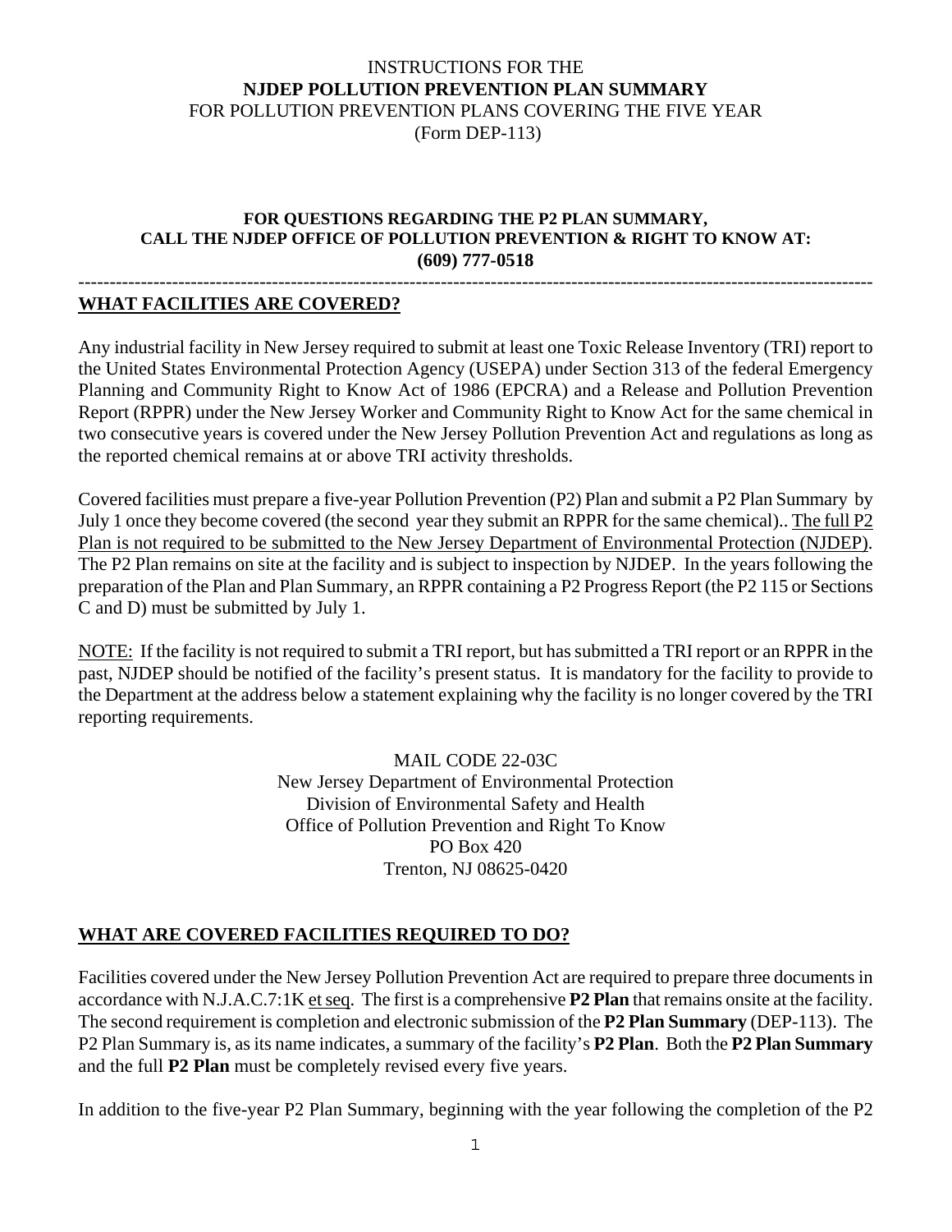INSTRUCTIONS FOR THE
**NJDEP POLLUTION PREVENTION PLAN SUMMARY**
FOR POLLUTION PREVENTION PLANS COVERING THE FIVE YEAR
(Form DEP-113)

**FOR QUESTIONS REGARDING THE P2 PLAN SUMMARY, CALL THE NJDEP OFFICE OF POLLUTION PREVENTION & RIGHT TO KNOW AT: (609) 777-0518**

---

## WHAT FACILITIES ARE COVERED?

Any industrial facility in New Jersey required to submit at least one Toxic Release Inventory (TRI) report to the United States Environmental Protection Agency (USEPA) under Section 313 of the federal Emergency Planning and Community Right to Know Act of 1986 (EPCRA) and a Release and Pollution Prevention Report (RPPR) under the New Jersey Worker and Community Right to Know Act for the same chemical in two consecutive years is covered under the New Jersey Pollution Prevention Act and regulations as long as the reported chemical remains at or above TRI activity thresholds.

Covered facilities must prepare a five-year Pollution Prevention (P2) Plan and submit a P2 Plan Summary by July 1 once they become covered (the second year they submit an RPPR for the same chemical).. The full P2 Plan is not required to be submitted to the New Jersey Department of Environmental Protection (NJDEP). The P2 Plan remains on site at the facility and is subject to inspection by NJDEP. In the years following the preparation of the Plan and Plan Summary, an RPPR containing a P2 Progress Report (the P2 115 or Sections C and D) must be submitted by July 1.

NOTE: If the facility is not required to submit a TRI report, but has submitted a TRI report or an RPPR in the past, NJDEP should be notified of the facility's present status. It is mandatory for the facility to provide to the Department at the address below a statement explaining why the facility is no longer covered by the TRI reporting requirements.

MAIL CODE 22-03C
New Jersey Department of Environmental Protection
Division of Environmental Safety and Health
Office of Pollution Prevention and Right To Know
PO Box 420
Trenton, NJ 08625-0420

## WHAT ARE COVERED FACILITIES REQUIRED TO DO?

Facilities covered under the New Jersey Pollution Prevention Act are required to prepare three documents in accordance with N.J.A.C.7:1K et seq. The first is a comprehensive **P2 Plan** that remains onsite at the facility. The second requirement is completion and electronic submission of the **P2 Plan Summary** (DEP-113). The P2 Plan Summary is, as its name indicates, a summary of the facility's **P2 Plan**. Both the **P2 Plan Summary** and the full **P2 Plan** must be completely revised every five years.

In addition to the five-year P2 Plan Summary, beginning with the year following the completion of the P2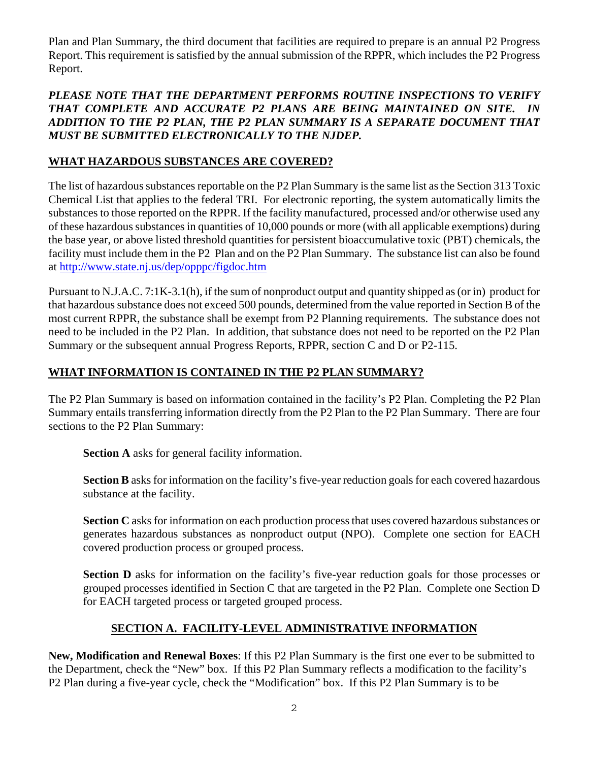Plan and Plan Summary, the third document that facilities are required to prepare is an annual P2 Progress Report. This requirement is satisfied by the annual submission of the RPPR, which includes the P2 Progress Report.

***PLEASE NOTE THAT THE DEPARTMENT PERFORMS ROUTINE INSPECTIONS TO VERIFY THAT COMPLETE AND ACCURATE P2 PLANS ARE BEING MAINTAINED ON SITE. IN ADDITION TO THE P2 PLAN, THE P2 PLAN SUMMARY IS A SEPARATE DOCUMENT THAT MUST BE SUBMITTED ELECTRONICALLY TO THE NJDEP.***

## WHAT HAZARDOUS SUBSTANCES ARE COVERED?

The list of hazardous substances reportable on the P2 Plan Summary is the same list as the Section 313 Toxic Chemical List that applies to the federal TRI. For electronic reporting, the system automatically limits the substances to those reported on the RPPR. If the facility manufactured, processed and/or otherwise used any of these hazardous substances in quantities of 10,000 pounds or more (with all applicable exemptions) during the base year, or above listed threshold quantities for persistent bioaccumulative toxic (PBT) chemicals, the facility must include them in the P2 Plan and on the P2 Plan Summary. The substance list can also be found at http://www.state.nj.us/dep/opppc/figdoc.htm

Pursuant to N.J.A.C. 7:1K-3.1(h), if the sum of nonproduct output and quantity shipped as (or in) product for that hazardous substance does not exceed 500 pounds, determined from the value reported in Section B of the most current RPPR, the substance shall be exempt from P2 Planning requirements. The substance does not need to be included in the P2 Plan. In addition, that substance does not need to be reported on the P2 Plan Summary or the subsequent annual Progress Reports, RPPR, section C and D or P2-115.

## WHAT INFORMATION IS CONTAINED IN THE P2 PLAN SUMMARY?

The P2 Plan Summary is based on information contained in the facility's P2 Plan. Completing the P2 Plan Summary entails transferring information directly from the P2 Plan to the P2 Plan Summary. There are four sections to the P2 Plan Summary:

**Section A** asks for general facility information.

**Section B** asks for information on the facility's five-year reduction goals for each covered hazardous substance at the facility.

**Section C** asks for information on each production process that uses covered hazardous substances or generates hazardous substances as nonproduct output (NPO). Complete one section for EACH covered production process or grouped process.

**Section D** asks for information on the facility's five-year reduction goals for those processes or grouped processes identified in Section C that are targeted in the P2 Plan. Complete one Section D for EACH targeted process or targeted grouped process.

## SECTION A. FACILITY-LEVEL ADMINISTRATIVE INFORMATION

**New, Modification and Renewal Boxes**: If this P2 Plan Summary is the first one ever to be submitted to the Department, check the "New" box. If this P2 Plan Summary reflects a modification to the facility's P2 Plan during a five-year cycle, check the "Modification" box. If this P2 Plan Summary is to be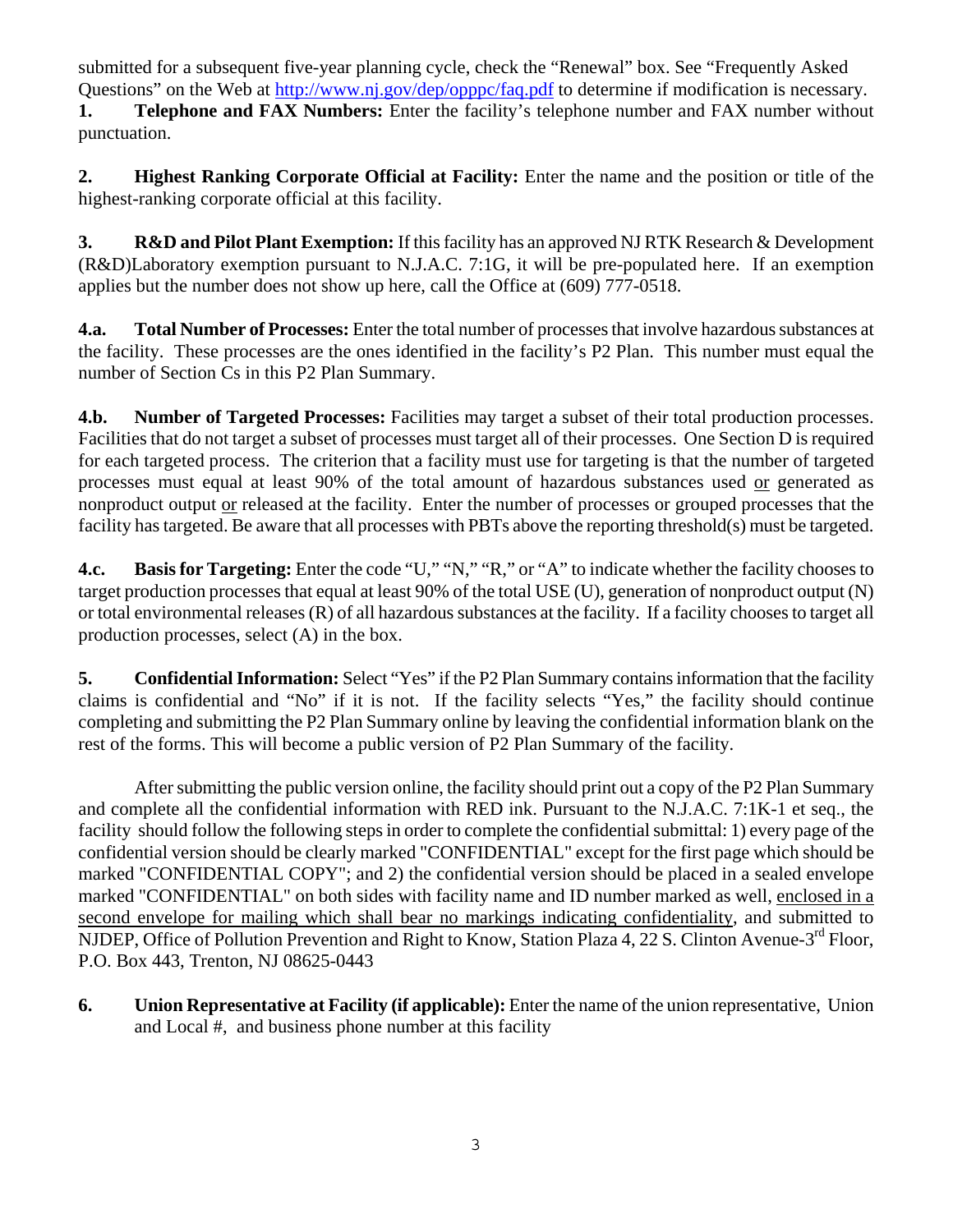submitted for a subsequent five-year planning cycle, check the "Renewal" box. See "Frequently Asked Questions" on the Web at http://www.nj.gov/dep/opppc/faq.pdf to determine if modification is necessary.

**1. Telephone and FAX Numbers:** Enter the facility's telephone number and FAX number without punctuation.

**2. Highest Ranking Corporate Official at Facility:** Enter the name and the position or title of the highest-ranking corporate official at this facility.

**3. R&D and Pilot Plant Exemption:** If this facility has an approved NJ RTK Research & Development (R&D)Laboratory exemption pursuant to N.J.A.C. 7:1G, it will be pre-populated here. If an exemption applies but the number does not show up here, call the Office at (609) 777-0518.

**4.a. Total Number of Processes:** Enter the total number of processes that involve hazardous substances at the facility. These processes are the ones identified in the facility's P2 Plan. This number must equal the number of Section Cs in this P2 Plan Summary.

**4.b. Number of Targeted Processes:** Facilities may target a subset of their total production processes. Facilities that do not target a subset of processes must target all of their processes. One Section D is required for each targeted process. The criterion that a facility must use for targeting is that the number of targeted processes must equal at least 90% of the total amount of hazardous substances used or generated as nonproduct output or released at the facility. Enter the number of processes or grouped processes that the facility has targeted. Be aware that all processes with PBTs above the reporting threshold(s) must be targeted.

**4.c. Basis for Targeting:** Enter the code "U," "N," "R," or "A" to indicate whether the facility chooses to target production processes that equal at least 90% of the total USE (U), generation of nonproduct output (N) or total environmental releases (R) of all hazardous substances at the facility. If a facility chooses to target all production processes, select (A) in the box.

**5. Confidential Information:** Select "Yes" if the P2 Plan Summary contains information that the facility claims is confidential and "No" if it is not. If the facility selects "Yes," the facility should continue completing and submitting the P2 Plan Summary online by leaving the confidential information blank on the rest of the forms. This will become a public version of P2 Plan Summary of the facility.

After submitting the public version online, the facility should print out a copy of the P2 Plan Summary and complete all the confidential information with RED ink. Pursuant to the N.J.A.C. 7:1K-1 et seq., the facility should follow the following steps in order to complete the confidential submittal: 1) every page of the confidential version should be clearly marked "CONFIDENTIAL" except for the first page which should be marked "CONFIDENTIAL COPY"; and 2) the confidential version should be placed in a sealed envelope marked "CONFIDENTIAL" on both sides with facility name and ID number marked as well, enclosed in a second envelope for mailing which shall bear no markings indicating confidentiality, and submitted to NJDEP, Office of Pollution Prevention and Right to Know, Station Plaza 4, 22 S. Clinton Avenue-3rd Floor, P.O. Box 443, Trenton, NJ 08625-0443

**6. Union Representative at Facility (if applicable):** Enter the name of the union representative, Union and Local #, and business phone number at this facility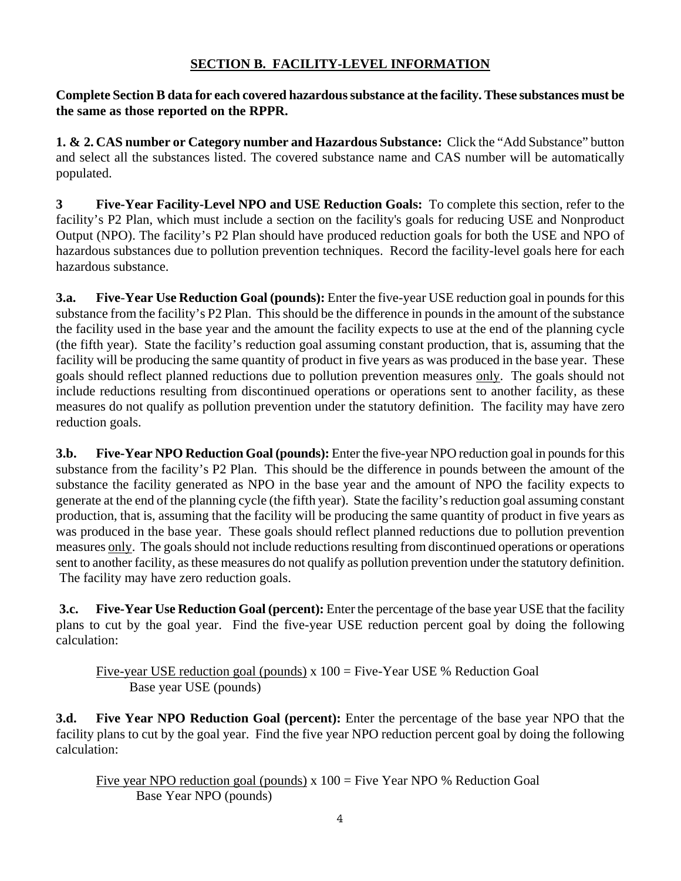## SECTION B. FACILITY-LEVEL INFORMATION

**Complete Section B data for each covered hazardous substance at the facility. These substances must be the same as those reported on the RPPR.**

**1. & 2. CAS number or Category number and Hazardous Substance:** Click the "Add Substance" button and select all the substances listed. The covered substance name and CAS number will be automatically populated.

**3 Five-Year Facility-Level NPO and USE Reduction Goals:** To complete this section, refer to the facility's P2 Plan, which must include a section on the facility's goals for reducing USE and Nonproduct Output (NPO). The facility's P2 Plan should have produced reduction goals for both the USE and NPO of hazardous substances due to pollution prevention techniques. Record the facility-level goals here for each hazardous substance.

**3.a. Five-Year Use Reduction Goal (pounds):** Enter the five-year USE reduction goal in pounds for this substance from the facility's P2 Plan. This should be the difference in pounds in the amount of the substance the facility used in the base year and the amount the facility expects to use at the end of the planning cycle (the fifth year). State the facility's reduction goal assuming constant production, that is, assuming that the facility will be producing the same quantity of product in five years as was produced in the base year. These goals should reflect planned reductions due to pollution prevention measures <u>only</u>. The goals should not include reductions resulting from discontinued operations or operations sent to another facility, as these measures do not qualify as pollution prevention under the statutory definition. The facility may have zero reduction goals.

**3.b. Five-Year NPO Reduction Goal (pounds):** Enter the five-year NPO reduction goal in pounds for this substance from the facility's P2 Plan. This should be the difference in pounds between the amount of the substance the facility generated as NPO in the base year and the amount of NPO the facility expects to generate at the end of the planning cycle (the fifth year). State the facility's reduction goal assuming constant production, that is, assuming that the facility will be producing the same quantity of product in five years as was produced in the base year. These goals should reflect planned reductions due to pollution prevention measures <u>only</u>. The goals should not include reductions resulting from discontinued operations or operations sent to another facility, as these measures do not qualify as pollution prevention under the statutory definition. The facility may have zero reduction goals.

**3.c. Five-Year Use Reduction Goal (percent):** Enter the percentage of the base year USE that the facility plans to cut by the goal year. Find the five-year USE reduction percent goal by doing the following calculation:

$$\frac{\text{Five-year USE reduction goal (pounds)}}{\text{Base year USE (pounds)}} \times 100 = \text{Five-Year USE \% Reduction Goal}$$

**3.d. Five Year NPO Reduction Goal (percent):** Enter the percentage of the base year NPO that the facility plans to cut by the goal year. Find the five year NPO reduction percent goal by doing the following calculation:

$$\frac{\text{Five year NPO reduction goal (pounds)}}{\text{Base Year NPO (pounds)}} \times 100 = \text{Five Year NPO \% Reduction Goal}$$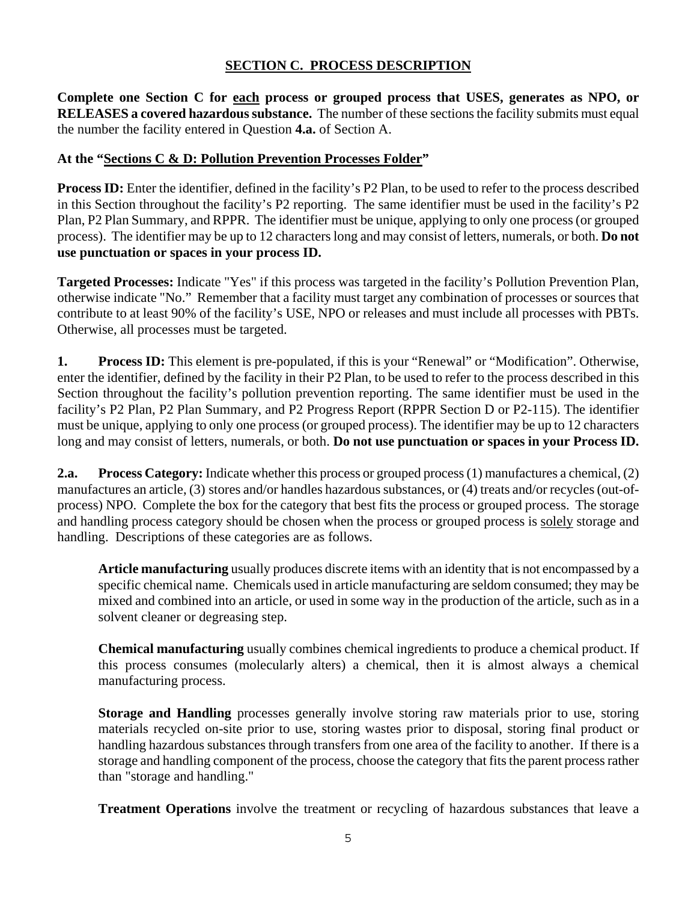## SECTION C. PROCESS DESCRIPTION

**Complete one Section C for each process or grouped process that USES, generates as NPO, or RELEASES a covered hazardous substance.** The number of these sections the facility submits must equal the number the facility entered in Question **4.a.** of Section A.

**At the "Sections C & D: Pollution Prevention Processes Folder"**

**Process ID:** Enter the identifier, defined in the facility's P2 Plan, to be used to refer to the process described in this Section throughout the facility's P2 reporting. The same identifier must be used in the facility's P2 Plan, P2 Plan Summary, and RPPR. The identifier must be unique, applying to only one process (or grouped process). The identifier may be up to 12 characters long and may consist of letters, numerals, or both. **Do not use punctuation or spaces in your process ID.**

**Targeted Processes:** Indicate "Yes" if this process was targeted in the facility's Pollution Prevention Plan, otherwise indicate "No." Remember that a facility must target any combination of processes or sources that contribute to at least 90% of the facility's USE, NPO or releases and must include all processes with PBTs. Otherwise, all processes must be targeted.

**1. Process ID:** This element is pre-populated, if this is your "Renewal" or "Modification". Otherwise, enter the identifier, defined by the facility in their P2 Plan, to be used to refer to the process described in this Section throughout the facility's pollution prevention reporting. The same identifier must be used in the facility's P2 Plan, P2 Plan Summary, and P2 Progress Report (RPPR Section D or P2-115). The identifier must be unique, applying to only one process (or grouped process). The identifier may be up to 12 characters long and may consist of letters, numerals, or both. **Do not use punctuation or spaces in your Process ID.**

**2.a. Process Category:** Indicate whether this process or grouped process (1) manufactures a chemical, (2) manufactures an article, (3) stores and/or handles hazardous substances, or (4) treats and/or recycles (out-of-process) NPO. Complete the box for the category that best fits the process or grouped process. The storage and handling process category should be chosen when the process or grouped process is solely storage and handling. Descriptions of these categories are as follows.

**Article manufacturing** usually produces discrete items with an identity that is not encompassed by a specific chemical name. Chemicals used in article manufacturing are seldom consumed; they may be mixed and combined into an article, or used in some way in the production of the article, such as in a solvent cleaner or degreasing step.

**Chemical manufacturing** usually combines chemical ingredients to produce a chemical product. If this process consumes (molecularly alters) a chemical, then it is almost always a chemical manufacturing process.

**Storage and Handling** processes generally involve storing raw materials prior to use, storing materials recycled on-site prior to use, storing wastes prior to disposal, storing final product or handling hazardous substances through transfers from one area of the facility to another. If there is a storage and handling component of the process, choose the category that fits the parent process rather than "storage and handling."

**Treatment Operations** involve the treatment or recycling of hazardous substances that leave a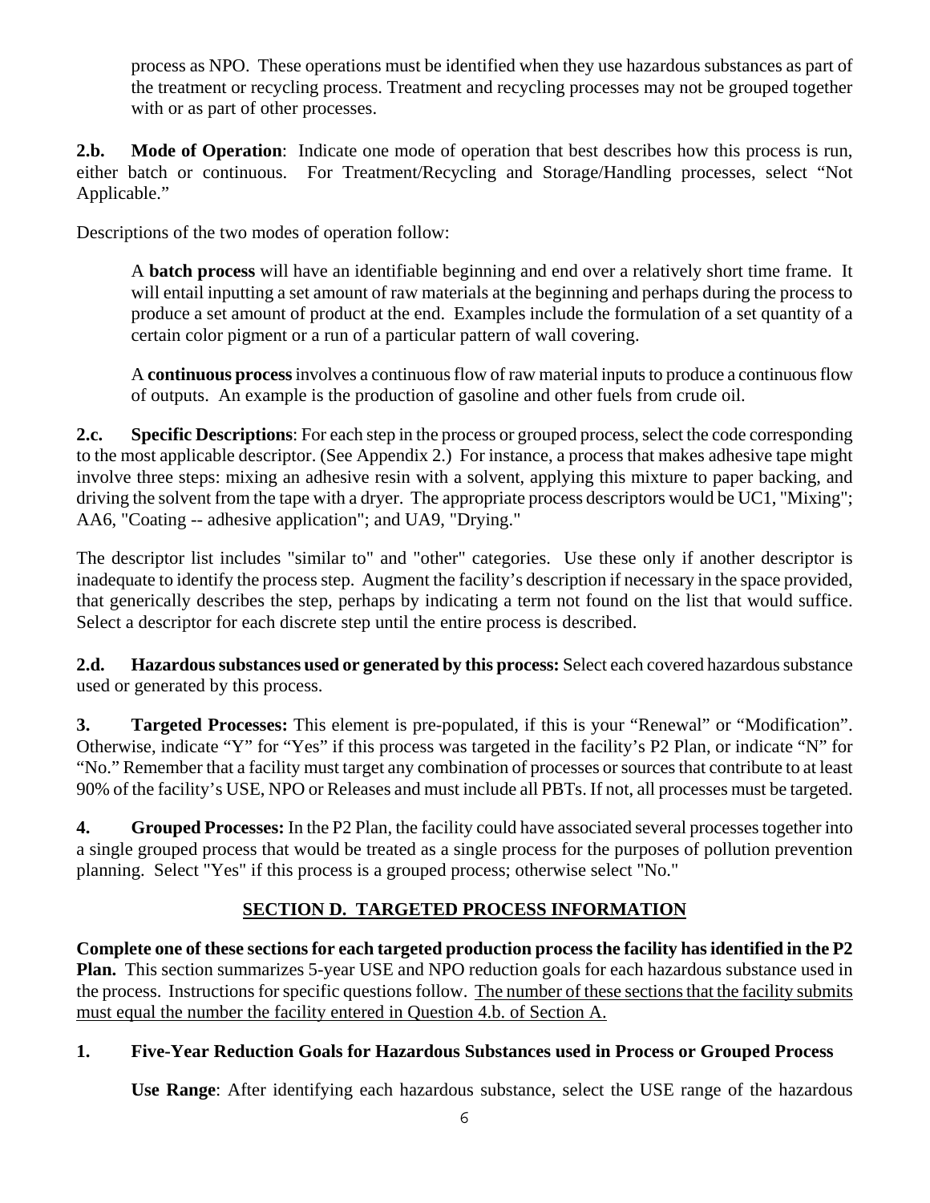process as NPO. These operations must be identified when they use hazardous substances as part of the treatment or recycling process. Treatment and recycling processes may not be grouped together with or as part of other processes.

**2.b. Mode of Operation**: Indicate one mode of operation that best describes how this process is run, either batch or continuous. For Treatment/Recycling and Storage/Handling processes, select "Not Applicable."

Descriptions of the two modes of operation follow:

A **batch process** will have an identifiable beginning and end over a relatively short time frame. It will entail inputting a set amount of raw materials at the beginning and perhaps during the process to produce a set amount of product at the end. Examples include the formulation of a set quantity of a certain color pigment or a run of a particular pattern of wall covering.

A **continuous process** involves a continuous flow of raw material inputs to produce a continuous flow of outputs. An example is the production of gasoline and other fuels from crude oil.

**2.c. Specific Descriptions**: For each step in the process or grouped process, select the code corresponding to the most applicable descriptor. (See Appendix 2.) For instance, a process that makes adhesive tape might involve three steps: mixing an adhesive resin with a solvent, applying this mixture to paper backing, and driving the solvent from the tape with a dryer. The appropriate process descriptors would be UC1, "Mixing"; AA6, "Coating -- adhesive application"; and UA9, "Drying."

The descriptor list includes "similar to" and "other" categories. Use these only if another descriptor is inadequate to identify the process step. Augment the facility's description if necessary in the space provided, that generically describes the step, perhaps by indicating a term not found on the list that would suffice. Select a descriptor for each discrete step until the entire process is described.

**2.d. Hazardous substances used or generated by this process:** Select each covered hazardous substance used or generated by this process.

**3. Targeted Processes:** This element is pre-populated, if this is your "Renewal" or "Modification". Otherwise, indicate "Y" for "Yes" if this process was targeted in the facility's P2 Plan, or indicate "N" for "No." Remember that a facility must target any combination of processes or sources that contribute to at least 90% of the facility's USE, NPO or Releases and must include all PBTs. If not, all processes must be targeted.

**4. Grouped Processes:** In the P2 Plan, the facility could have associated several processes together into a single grouped process that would be treated as a single process for the purposes of pollution prevention planning. Select "Yes" if this process is a grouped process; otherwise select "No."

## SECTION D. TARGETED PROCESS INFORMATION

**Complete one of these sections for each targeted production process the facility has identified in the P2 Plan.** This section summarizes 5-year USE and NPO reduction goals for each hazardous substance used in the process. Instructions for specific questions follow. The number of these sections that the facility submits must equal the number the facility entered in Question 4.b. of Section A.

**1. Five-Year Reduction Goals for Hazardous Substances used in Process or Grouped Process**

**Use Range**: After identifying each hazardous substance, select the USE range of the hazardous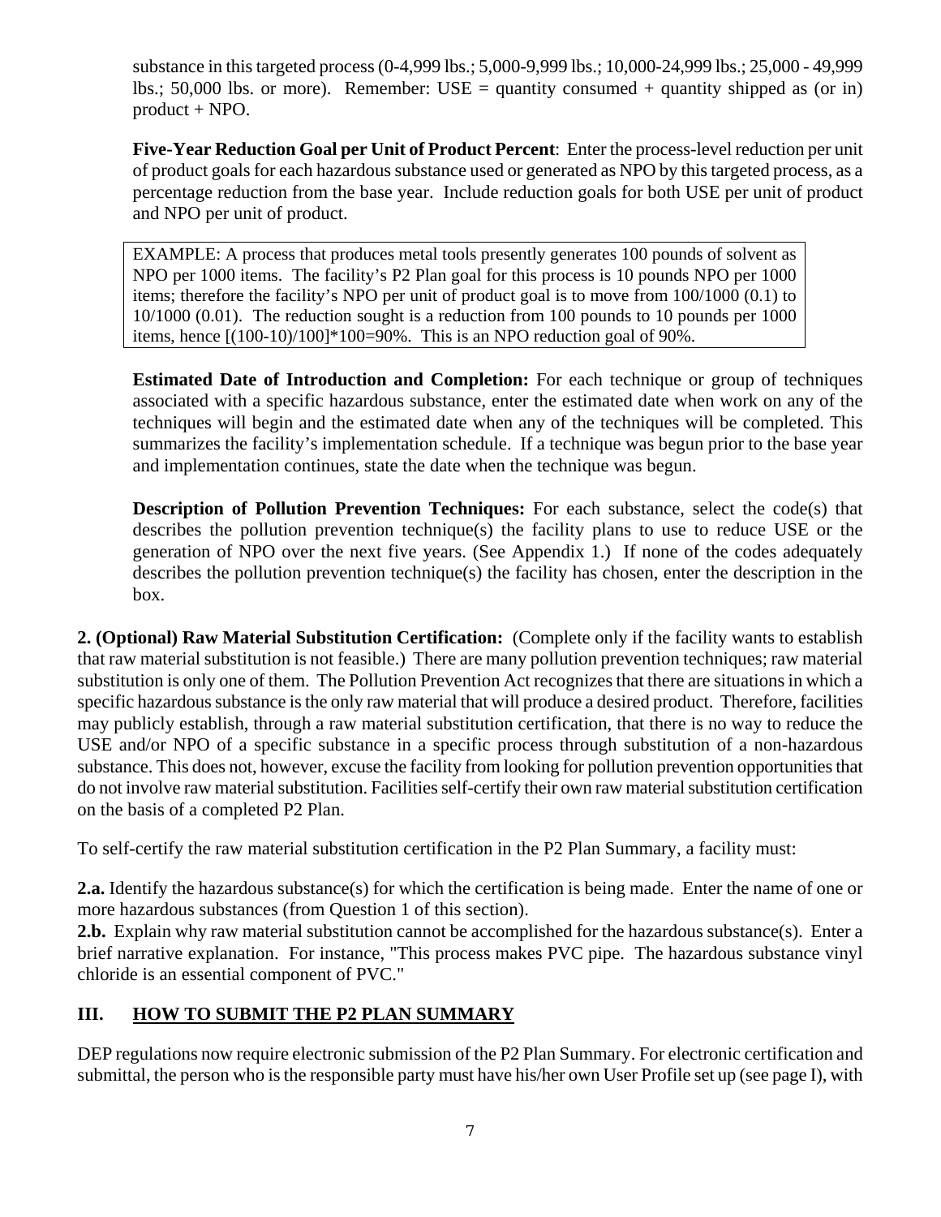substance in this targeted process (0-4,999 lbs.; 5,000-9,999 lbs.; 10,000-24,999 lbs.; 25,000 - 49,999 lbs.; 50,000 lbs. or more). Remember: USE = quantity consumed + quantity shipped as (or in) product + NPO.

**Five-Year Reduction Goal per Unit of Product Percent**: Enter the process-level reduction per unit of product goals for each hazardous substance used or generated as NPO by this targeted process, as a percentage reduction from the base year. Include reduction goals for both USE per unit of product and NPO per unit of product.

> EXAMPLE: A process that produces metal tools presently generates 100 pounds of solvent as NPO per 1000 items. The facility's P2 Plan goal for this process is 10 pounds NPO per 1000 items; therefore the facility's NPO per unit of product goal is to move from 100/1000 (0.1) to 10/1000 (0.01). The reduction sought is a reduction from 100 pounds to 10 pounds per 1000 items, hence [(100-10)/100]*100=90%. This is an NPO reduction goal of 90%.

**Estimated Date of Introduction and Completion:** For each technique or group of techniques associated with a specific hazardous substance, enter the estimated date when work on any of the techniques will begin and the estimated date when any of the techniques will be completed. This summarizes the facility's implementation schedule. If a technique was begun prior to the base year and implementation continues, state the date when the technique was begun.

**Description of Pollution Prevention Techniques:** For each substance, select the code(s) that describes the pollution prevention technique(s) the facility plans to use to reduce USE or the generation of NPO over the next five years. (See Appendix 1.) If none of the codes adequately describes the pollution prevention technique(s) the facility has chosen, enter the description in the box.

**2. (Optional) Raw Material Substitution Certification:** (Complete only if the facility wants to establish that raw material substitution is not feasible.) There are many pollution prevention techniques; raw material substitution is only one of them. The Pollution Prevention Act recognizes that there are situations in which a specific hazardous substance is the only raw material that will produce a desired product. Therefore, facilities may publicly establish, through a raw material substitution certification, that there is no way to reduce the USE and/or NPO of a specific substance in a specific process through substitution of a non-hazardous substance. This does not, however, excuse the facility from looking for pollution prevention opportunities that do not involve raw material substitution. Facilities self-certify their own raw material substitution certification on the basis of a completed P2 Plan.

To self-certify the raw material substitution certification in the P2 Plan Summary, a facility must:

**2.a.** Identify the hazardous substance(s) for which the certification is being made. Enter the name of one or more hazardous substances (from Question 1 of this section).

**2.b.** Explain why raw material substitution cannot be accomplished for the hazardous substance(s). Enter a brief narrative explanation. For instance, "This process makes PVC pipe. The hazardous substance vinyl chloride is an essential component of PVC."

## III. HOW TO SUBMIT THE P2 PLAN SUMMARY

DEP regulations now require electronic submission of the P2 Plan Summary. For electronic certification and submittal, the person who is the responsible party must have his/her own User Profile set up (see page I), with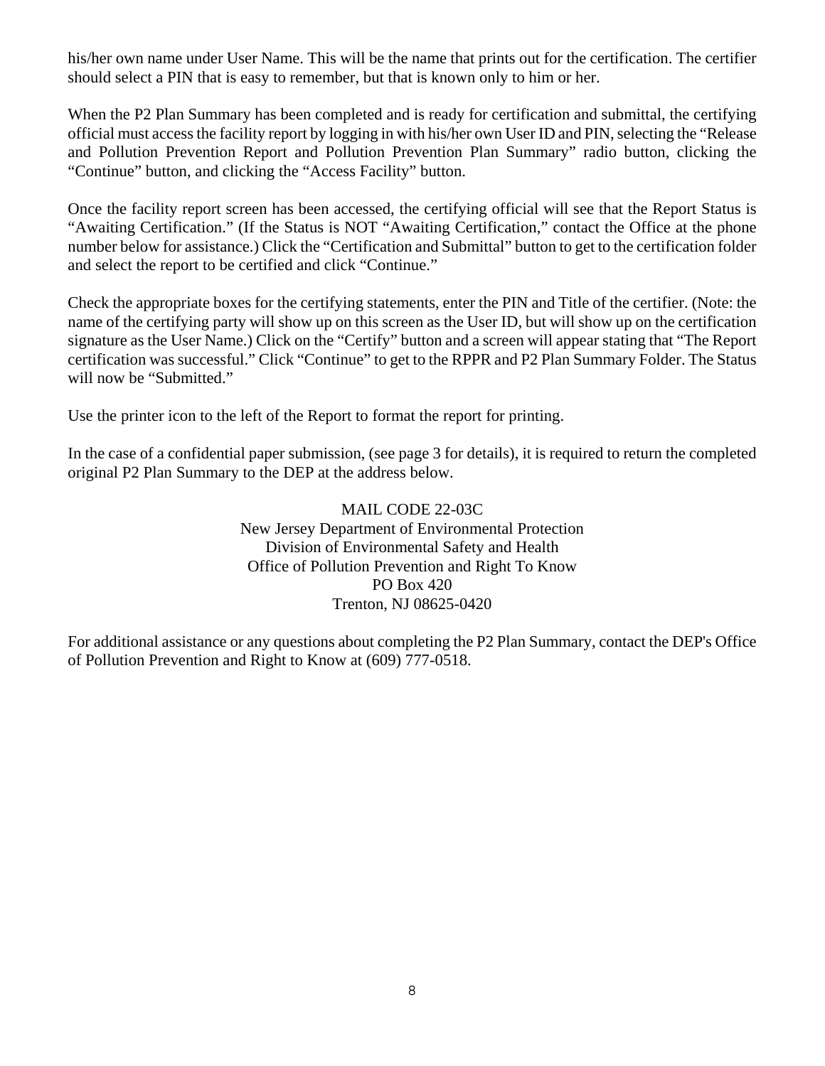his/her own name under User Name. This will be the name that prints out for the certification. The certifier should select a PIN that is easy to remember, but that is known only to him or her.

When the P2 Plan Summary has been completed and is ready for certification and submittal, the certifying official must access the facility report by logging in with his/her own User ID and PIN, selecting the "Release and Pollution Prevention Report and Pollution Prevention Plan Summary" radio button, clicking the "Continue" button, and clicking the "Access Facility" button.

Once the facility report screen has been accessed, the certifying official will see that the Report Status is "Awaiting Certification." (If the Status is NOT "Awaiting Certification," contact the Office at the phone number below for assistance.) Click the "Certification and Submittal" button to get to the certification folder and select the report to be certified and click "Continue."

Check the appropriate boxes for the certifying statements, enter the PIN and Title of the certifier. (Note: the name of the certifying party will show up on this screen as the User ID, but will show up on the certification signature as the User Name.) Click on the "Certify" button and a screen will appear stating that "The Report certification was successful." Click "Continue" to get to the RPPR and P2 Plan Summary Folder. The Status will now be "Submitted."

Use the printer icon to the left of the Report to format the report for printing.

In the case of a confidential paper submission, (see page 3 for details), it is required to return the completed original P2 Plan Summary to the DEP at the address below.

MAIL CODE 22-03C
New Jersey Department of Environmental Protection
Division of Environmental Safety and Health
Office of Pollution Prevention and Right To Know
PO Box 420
Trenton, NJ 08625-0420

For additional assistance or any questions about completing the P2 Plan Summary, contact the DEP's Office of Pollution Prevention and Right to Know at (609) 777-0518.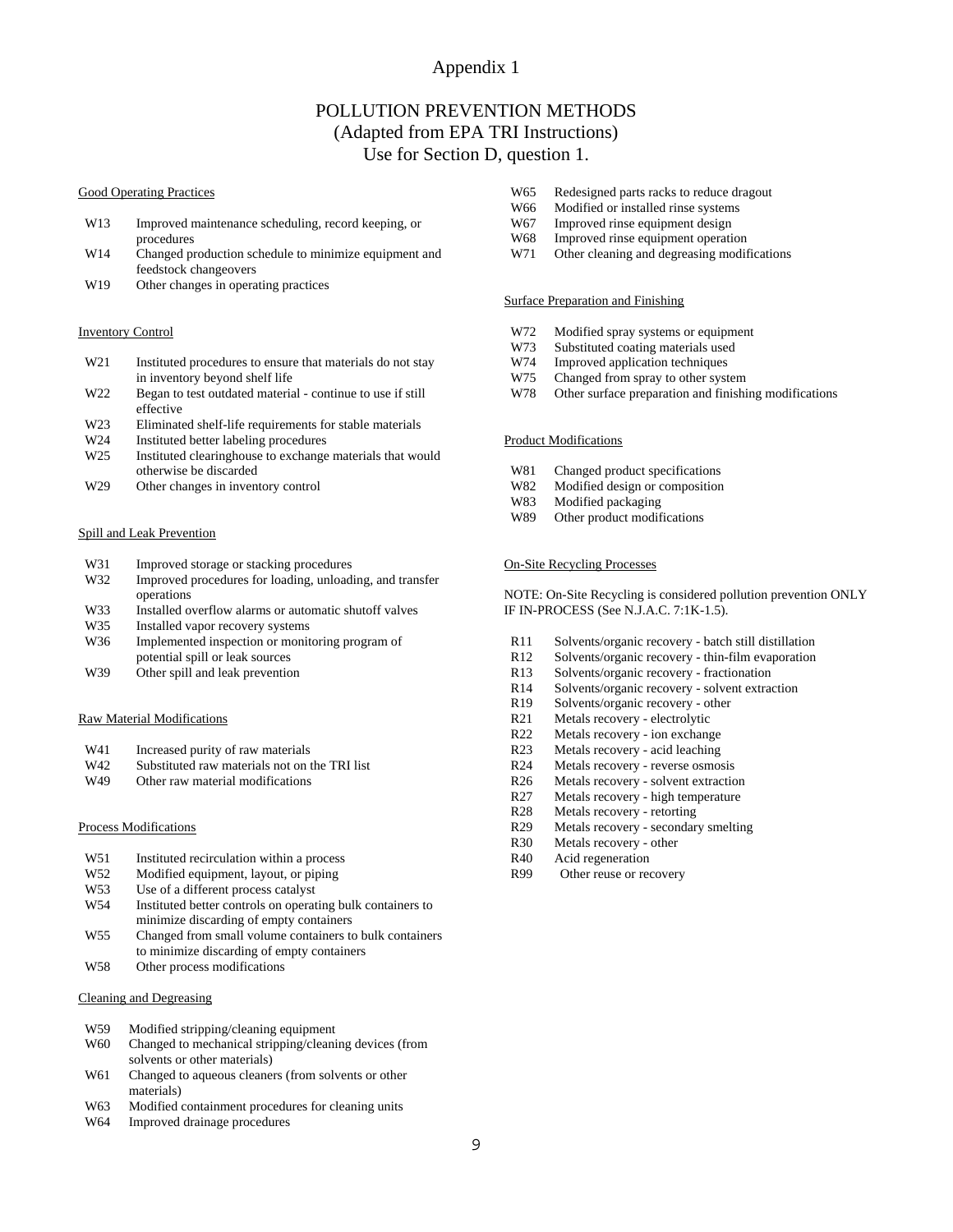# Appendix 1

## POLLUTION PREVENTION METHODS
(Adapted from EPA TRI Instructions)
Use for Section D, question 1.

### Good Operating Practices

- W13 Improved maintenance scheduling, record keeping, or procedures
- W14 Changed production schedule to minimize equipment and feedstock changeovers
- W19 Other changes in operating practices

### Inventory Control

- W21 Instituted procedures to ensure that materials do not stay in inventory beyond shelf life
- W22 Began to test outdated material - continue to use if still effective
- W23 Eliminated shelf-life requirements for stable materials
- W24 Instituted better labeling procedures
- W25 Instituted clearinghouse to exchange materials that would otherwise be discarded
- W29 Other changes in inventory control

### Spill and Leak Prevention

- W31 Improved storage or stacking procedures
- W32 Improved procedures for loading, unloading, and transfer operations
- W33 Installed overflow alarms or automatic shutoff valves
- W35 Installed vapor recovery systems
- W36 Implemented inspection or monitoring program of potential spill or leak sources
- W39 Other spill and leak prevention

### Raw Material Modifications

- W41 Increased purity of raw materials
- W42 Substituted raw materials not on the TRI list
- W49 Other raw material modifications

### Process Modifications

- W51 Instituted recirculation within a process
- W52 Modified equipment, layout, or piping
- W53 Use of a different process catalyst
- W54 Instituted better controls on operating bulk containers to minimize discarding of empty containers
- W55 Changed from small volume containers to bulk containers to minimize discarding of empty containers
- W58 Other process modifications

### Cleaning and Degreasing

- W59 Modified stripping/cleaning equipment
- W60 Changed to mechanical stripping/cleaning devices (from solvents or other materials)
- W61 Changed to aqueous cleaners (from solvents or other materials)
- W63 Modified containment procedures for cleaning units
- W64 Improved drainage procedures
- W65 Redesigned parts racks to reduce dragout
- W66 Modified or installed rinse systems
- W67 Improved rinse equipment design
- W68 Improved rinse equipment operation
- W71 Other cleaning and degreasing modifications

### Surface Preparation and Finishing

- W72 Modified spray systems or equipment
- W73 Substituted coating materials used
- W74 Improved application techniques
- W75 Changed from spray to other system
- W78 Other surface preparation and finishing modifications

### Product Modifications

- W81 Changed product specifications
- W82 Modified design or composition
- W83 Modified packaging
- W89 Other product modifications

### On-Site Recycling Processes

NOTE: On-Site Recycling is considered pollution prevention ONLY IF IN-PROCESS (See N.J.A.C. 7:1K-1.5).

- R11 Solvents/organic recovery - batch still distillation
- R12 Solvents/organic recovery - thin-film evaporation
- R13 Solvents/organic recovery - fractionation
- R14 Solvents/organic recovery - solvent extraction
- R19 Solvents/organic recovery - other
- R21 Metals recovery - electrolytic
- R22 Metals recovery - ion exchange
- R23 Metals recovery - acid leaching
- R24 Metals recovery - reverse osmosis
- R26 Metals recovery - solvent extraction
- R27 Metals recovery - high temperature
- R28 Metals recovery - retorting
- R29 Metals recovery - secondary smelting
- R30 Metals recovery - other
- R40 Acid regeneration
- R99 Other reuse or recovery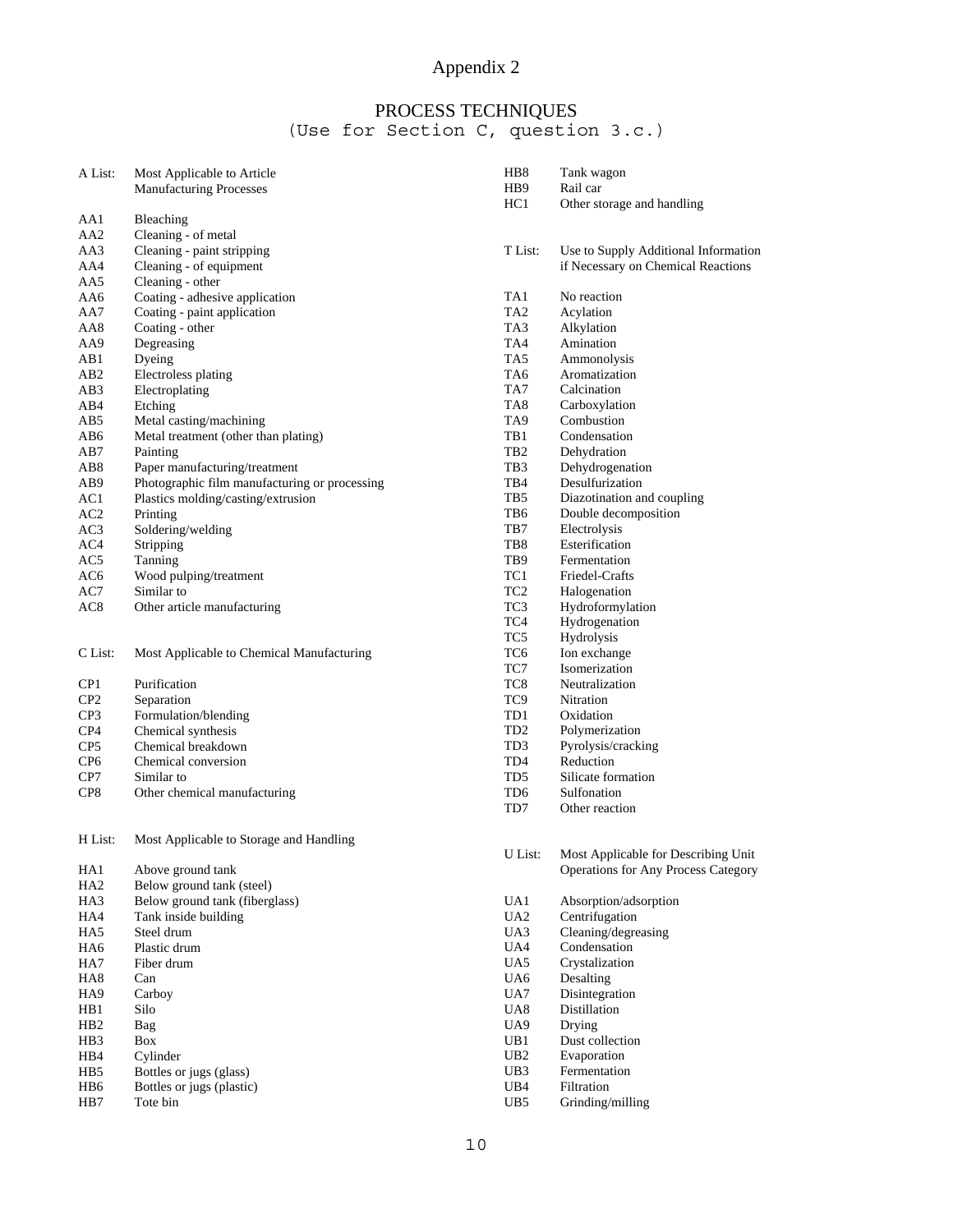# Appendix 2

## PROCESS TECHNIQUES

(Use for Section C, question 3.c.)

| A List: | Most Applicable to Article Manufacturing Processes |
|---|---|
| AA1 | Bleaching |
| AA2 | Cleaning - of metal |
| AA3 | Cleaning - paint stripping |
| AA4 | Cleaning - of equipment |
| AA5 | Cleaning - other |
| AA6 | Coating - adhesive application |
| AA7 | Coating - paint application |
| AA8 | Coating - other |
| AA9 | Degreasing |
| AB1 | Dyeing |
| AB2 | Electroless plating |
| AB3 | Electroplating |
| AB4 | Etching |
| AB5 | Metal casting/machining |
| AB6 | Metal treatment (other than plating) |
| AB7 | Painting |
| AB8 | Paper manufacturing/treatment |
| AB9 | Photographic film manufacturing or processing |
| AC1 | Plastics molding/casting/extrusion |
| AC2 | Printing |
| AC3 | Soldering/welding |
| AC4 | Stripping |
| AC5 | Tanning |
| AC6 | Wood pulping/treatment |
| AC7 | Similar to |
| AC8 | Other article manufacturing |

| C List: | Most Applicable to Chemical Manufacturing |
|---|---|
| CP1 | Purification |
| CP2 | Separation |
| CP3 | Formulation/blending |
| CP4 | Chemical synthesis |
| CP5 | Chemical breakdown |
| CP6 | Chemical conversion |
| CP7 | Similar to |
| CP8 | Other chemical manufacturing |

| H List: | Most Applicable to Storage and Handling |
|---|---|
| HA1 | Above ground tank |
| HA2 | Below ground tank (steel) |
| HA3 | Below ground tank (fiberglass) |
| HA4 | Tank inside building |
| HA5 | Steel drum |
| HA6 | Plastic drum |
| HA7 | Fiber drum |
| HA8 | Can |
| HA9 | Carboy |
| HB1 | Silo |
| HB2 | Bag |
| HB3 | Box |
| HB4 | Cylinder |
| HB5 | Bottles or jugs (glass) |
| HB6 | Bottles or jugs (plastic) |
| HB7 | Tote bin |
| HB8 | Tank wagon |
| HB9 | Rail car |
| HC1 | Other storage and handling |

| T List: | Use to Supply Additional Information if Necessary on Chemical Reactions |
|---|---|
| TA1 | No reaction |
| TA2 | Acylation |
| TA3 | Alkylation |
| TA4 | Amination |
| TA5 | Ammonolysis |
| TA6 | Aromatization |
| TA7 | Calcination |
| TA8 | Carboxylation |
| TA9 | Combustion |
| TB1 | Condensation |
| TB2 | Dehydration |
| TB3 | Dehydrogenation |
| TB4 | Desulfurization |
| TB5 | Diazotination and coupling |
| TB6 | Double decomposition |
| TB7 | Electrolysis |
| TB8 | Esterification |
| TB9 | Fermentation |
| TC1 | Friedel-Crafts |
| TC2 | Halogenation |
| TC3 | Hydroformylation |
| TC4 | Hydrogenation |
| TC5 | Hydrolysis |
| TC6 | Ion exchange |
| TC7 | Isomerization |
| TC8 | Neutralization |
| TC9 | Nitration |
| TD1 | Oxidation |
| TD2 | Polymerization |
| TD3 | Pyrolysis/cracking |
| TD4 | Reduction |
| TD5 | Silicate formation |
| TD6 | Sulfonation |
| TD7 | Other reaction |

| U List: | Most Applicable for Describing Unit Operations for Any Process Category |
|---|---|
| UA1 | Absorption/adsorption |
| UA2 | Centrifugation |
| UA3 | Cleaning/degreasing |
| UA4 | Condensation |
| UA5 | Crystalization |
| UA6 | Desalting |
| UA7 | Disintegration |
| UA8 | Distillation |
| UA9 | Drying |
| UB1 | Dust collection |
| UB2 | Evaporation |
| UB3 | Fermentation |
| UB4 | Filtration |
| UB5 | Grinding/milling |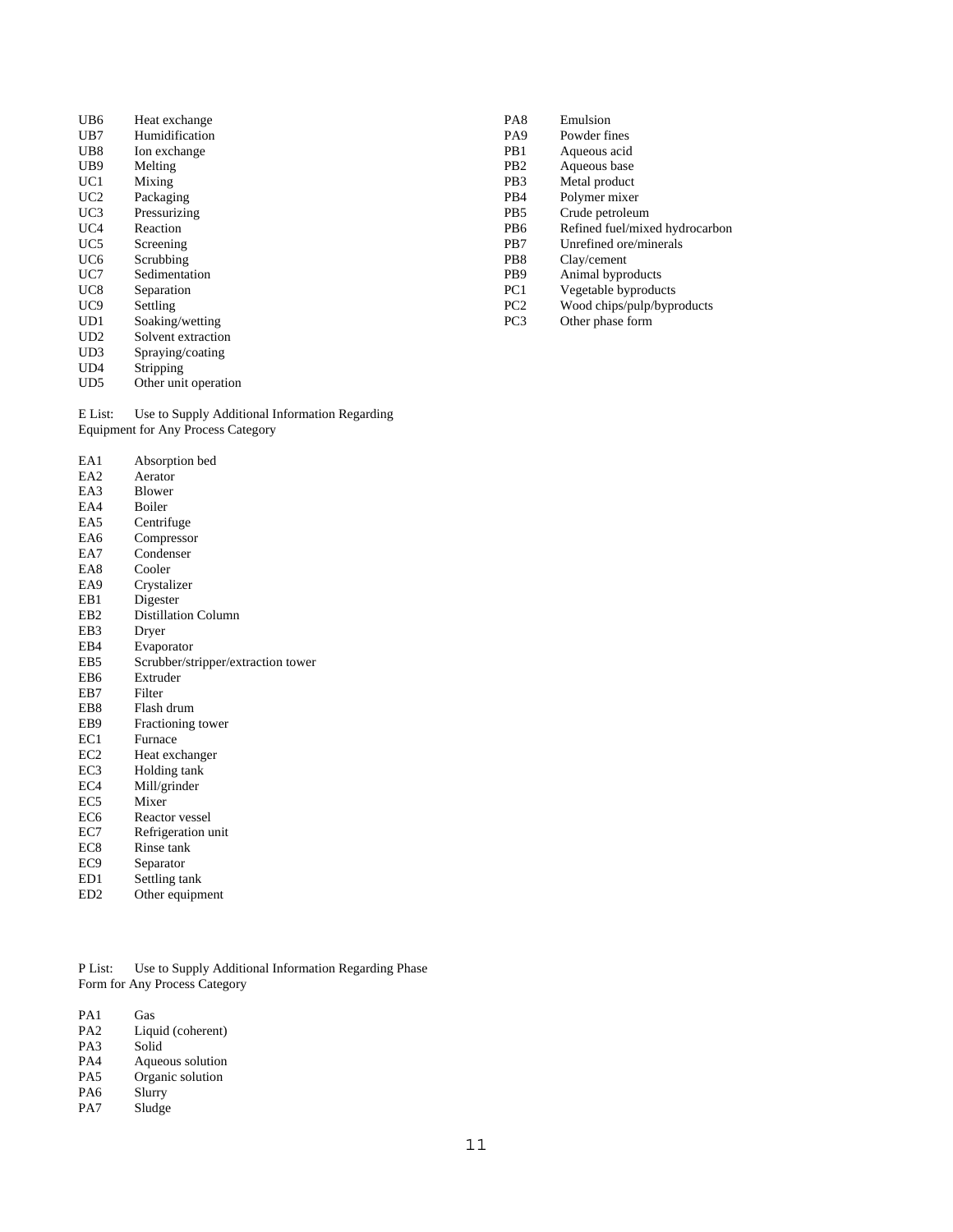UB6 Heat exchange
UB7 Humidification
UB8 Ion exchange
UB9 Melting
UC1 Mixing
UC2 Packaging
UC3 Pressurizing
UC4 Reaction
UC5 Screening
UC6 Scrubbing
UC7 Sedimentation
UC8 Separation
UC9 Settling
UD1 Soaking/wetting
UD2 Solvent extraction
UD3 Spraying/coating
UD4 Stripping
UD5 Other unit operation

E List: Use to Supply Additional Information Regarding Equipment for Any Process Category

EA1 Absorption bed
EA2 Aerator
EA3 Blower
EA4 Boiler
EA5 Centrifuge
EA6 Compressor
EA7 Condenser
EA8 Cooler
EA9 Crystalizer
EB1 Digester
EB2 Distillation Column
EB3 Dryer
EB4 Evaporator
EB5 Scrubber/stripper/extraction tower
EB6 Extruder
EB7 Filter
EB8 Flash drum
EB9 Fractioning tower
EC1 Furnace
EC2 Heat exchanger
EC3 Holding tank
EC4 Mill/grinder
EC5 Mixer
EC6 Reactor vessel
EC7 Refrigeration unit
EC8 Rinse tank
EC9 Separator
ED1 Settling tank
ED2 Other equipment

P List: Use to Supply Additional Information Regarding Phase Form for Any Process Category

PA1 Gas
PA2 Liquid (coherent)
PA3 Solid
PA4 Aqueous solution
PA5 Organic solution
PA6 Slurry
PA7 Sludge
PA8 Emulsion
PA9 Powder fines
PB1 Aqueous acid
PB2 Aqueous base
PB3 Metal product
PB4 Polymer mixer
PB5 Crude petroleum
PB6 Refined fuel/mixed hydrocarbon
PB7 Unrefined ore/minerals
PB8 Clay/cement
PB9 Animal byproducts
PC1 Vegetable byproducts
PC2 Wood chips/pulp/byproducts
PC3 Other phase form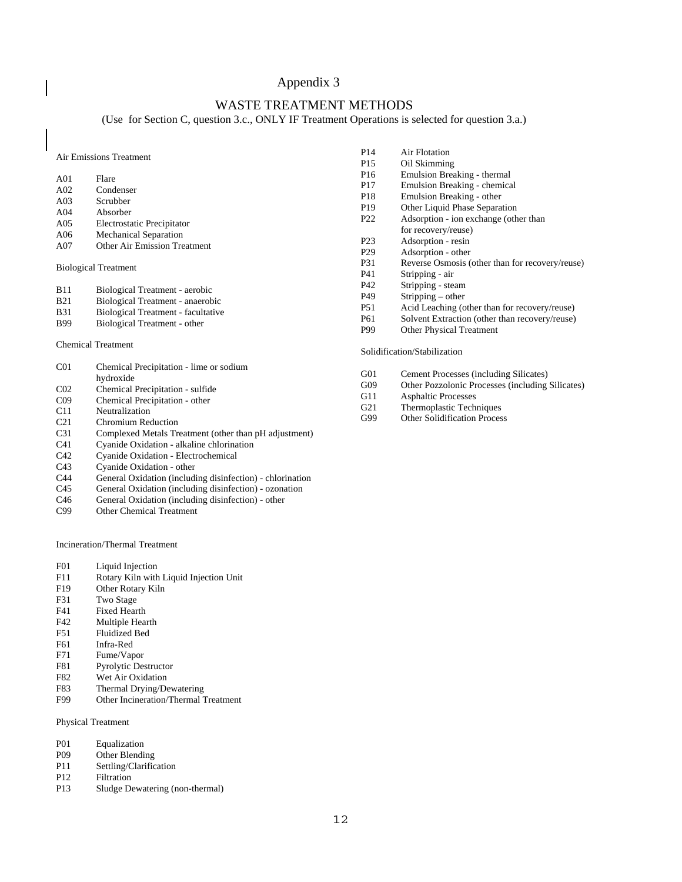# Appendix 3

## WASTE TREATMENT METHODS

(Use for Section C, question 3.c., ONLY IF Treatment Operations is selected for question 3.a.)

### Air Emissions Treatment

| | |
|---|---|
| A01 | Flare |
| A02 | Condenser |
| A03 | Scrubber |
| A04 | Absorber |
| A05 | Electrostatic Precipitator |
| A06 | Mechanical Separation |
| A07 | Other Air Emission Treatment |

### Biological Treatment

| | |
|---|---|
| B11 | Biological Treatment - aerobic |
| B21 | Biological Treatment - anaerobic |
| B31 | Biological Treatment - facultative |
| B99 | Biological Treatment - other |

### Chemical Treatment

| | |
|---|---|
| C01 | Chemical Precipitation - lime or sodium hydroxide |
| C02 | Chemical Precipitation - sulfide |
| C09 | Chemical Precipitation - other |
| C11 | Neutralization |
| C21 | Chromium Reduction |
| C31 | Complexed Metals Treatment (other than pH adjustment) |
| C41 | Cyanide Oxidation - alkaline chlorination |
| C42 | Cyanide Oxidation - Electrochemical |
| C43 | Cyanide Oxidation - other |
| C44 | General Oxidation (including disinfection) - chlorination |
| C45 | General Oxidation (including disinfection) - ozonation |
| C46 | General Oxidation (including disinfection) - other |
| C99 | Other Chemical Treatment |

### Incineration/Thermal Treatment

| | |
|---|---|
| F01 | Liquid Injection |
| F11 | Rotary Kiln with Liquid Injection Unit |
| F19 | Other Rotary Kiln |
| F31 | Two Stage |
| F41 | Fixed Hearth |
| F42 | Multiple Hearth |
| F51 | Fluidized Bed |
| F61 | Infra-Red |
| F71 | Fume/Vapor |
| F81 | Pyrolytic Destructor |
| F82 | Wet Air Oxidation |
| F83 | Thermal Drying/Dewatering |
| F99 | Other Incineration/Thermal Treatment |

### Physical Treatment

| | |
|---|---|
| P01 | Equalization |
| P09 | Other Blending |
| P11 | Settling/Clarification |
| P12 | Filtration |
| P13 | Sludge Dewatering (non-thermal) |
| P14 | Air Flotation |
| P15 | Oil Skimming |
| P16 | Emulsion Breaking - thermal |
| P17 | Emulsion Breaking - chemical |
| P18 | Emulsion Breaking - other |
| P19 | Other Liquid Phase Separation |
| P22 | Adsorption - ion exchange (other than for recovery/reuse) |
| P23 | Adsorption - resin |
| P29 | Adsorption - other |
| P31 | Reverse Osmosis (other than for recovery/reuse) |
| P41 | Stripping - air |
| P42 | Stripping - steam |
| P49 | Stripping – other |
| P51 | Acid Leaching (other than for recovery/reuse) |
| P61 | Solvent Extraction (other than recovery/reuse) |
| P99 | Other Physical Treatment |

### Solidification/Stabilization

| | |
|---|---|
| G01 | Cement Processes (including Silicates) |
| G09 | Other Pozzolonic Processes (including Silicates) |
| G11 | Asphaltic Processes |
| G21 | Thermoplastic Techniques |
| G99 | Other Solidification Process |